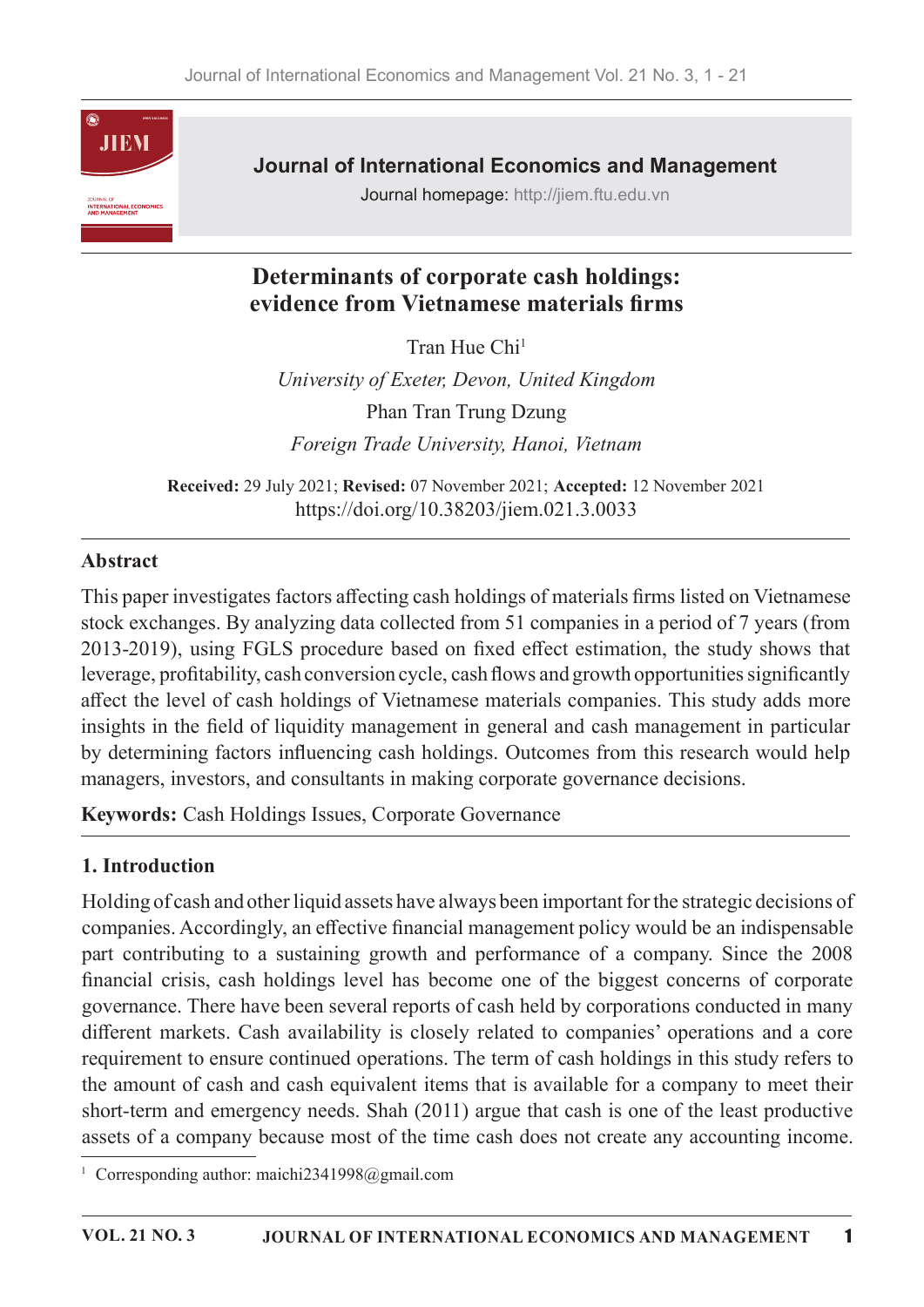# Determinants of corporate cash holdings: evidence from Vietnamese materials firms

Tran Hue Chi[1]

*University of Exeter, Devon, United Kingdom*

Phan Tran Trung Dzung

*Foreign Trade University, Hanoi, Vietnam*

**Received:** 29 July 2021; **Revised:** 07 November 2021; **Accepted:** 12 November 2021

https://doi.org/10.38203/jiem.021.3.0033

## Abstract

This paper investigates factors affecting cash holdings of materials firms listed on Vietnamese stock exchanges. By analyzing data collected from 51 companies in a period of 7 years (from 2013-2019), using FGLS procedure based on fixed effect estimation, the study shows that leverage, profitability, cash conversion cycle, cash flows and growth opportunities significantly affect the level of cash holdings of Vietnamese materials companies. This study adds more insights in the field of liquidity management in general and cash management in particular by determining factors influencing cash holdings. Outcomes from this research would help managers, investors, and consultants in making corporate governance decisions.

**Keywords:** Cash Holdings Issues, Corporate Governance

## 1. Introduction

Holding of cash and other liquid assets have always been important for the strategic decisions of companies. Accordingly, an effective financial management policy would be an indispensable part contributing to a sustaining growth and performance of a company. Since the 2008 financial crisis, cash holdings level has become one of the biggest concerns of corporate governance. There have been several reports of cash held by corporations conducted in many different markets. Cash availability is closely related to companies' operations and a core requirement to ensure continued operations. The term of cash holdings in this study refers to the amount of cash and cash equivalent items that is available for a company to meet their short-term and emergency needs. Shah (2011) argue that cash is one of the least productive assets of a company because most of the time cash does not create any accounting income.

[1] Corresponding author: maichi2341998@gmail.com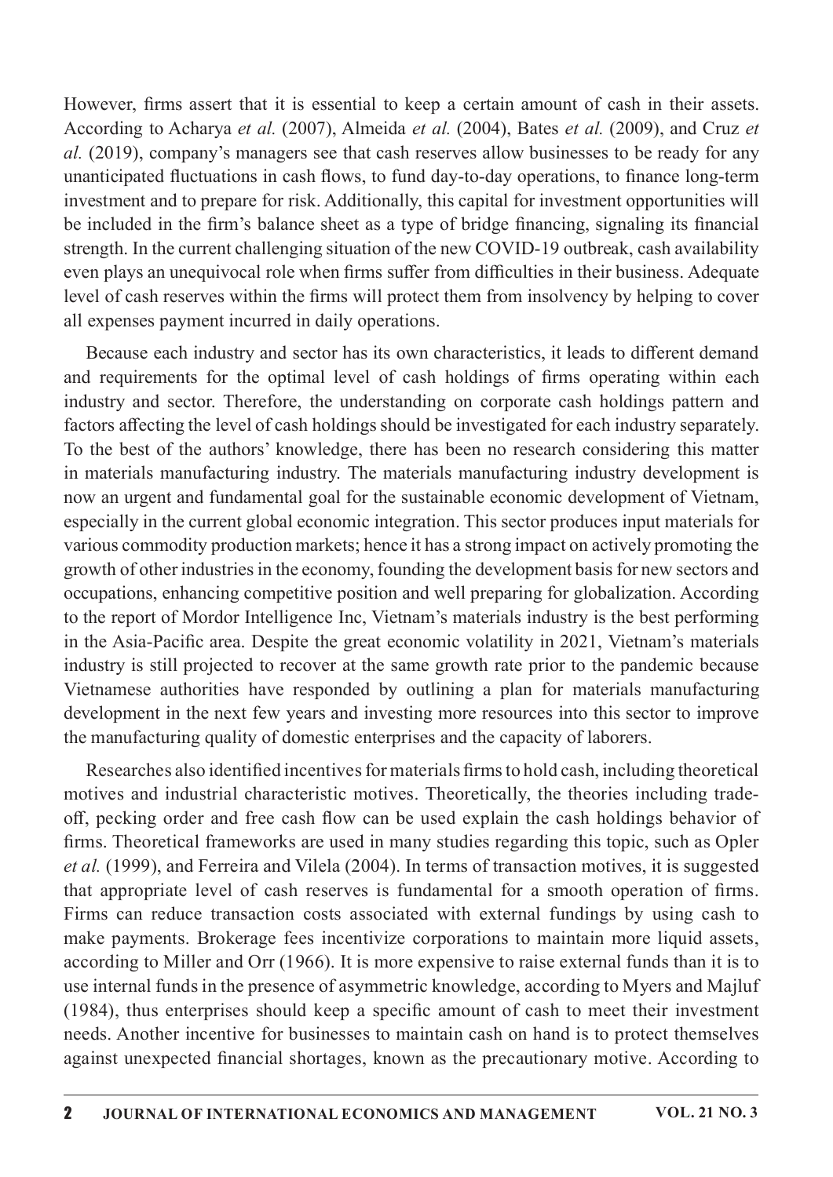However, firms assert that it is essential to keep a certain amount of cash in their assets. According to Acharya *et al.* (2007), Almeida *et al.* (2004), Bates *et al.* (2009), and Cruz *et al.* (2019), company's managers see that cash reserves allow businesses to be ready for any unanticipated fluctuations in cash flows, to fund day-to-day operations, to finance long-term investment and to prepare for risk. Additionally, this capital for investment opportunities will be included in the firm's balance sheet as a type of bridge financing, signaling its financial strength. In the current challenging situation of the new COVID-19 outbreak, cash availability even plays an unequivocal role when firms suffer from difficulties in their business. Adequate level of cash reserves within the firms will protect them from insolvency by helping to cover all expenses payment incurred in daily operations.

Because each industry and sector has its own characteristics, it leads to different demand and requirements for the optimal level of cash holdings of firms operating within each industry and sector. Therefore, the understanding on corporate cash holdings pattern and factors affecting the level of cash holdings should be investigated for each industry separately. To the best of the authors' knowledge, there has been no research considering this matter in materials manufacturing industry. The materials manufacturing industry development is now an urgent and fundamental goal for the sustainable economic development of Vietnam, especially in the current global economic integration. This sector produces input materials for various commodity production markets; hence it has a strong impact on actively promoting the growth of other industries in the economy, founding the development basis for new sectors and occupations, enhancing competitive position and well preparing for globalization. According to the report of Mordor Intelligence Inc, Vietnam's materials industry is the best performing in the Asia-Pacific area. Despite the great economic volatility in 2021, Vietnam's materials industry is still projected to recover at the same growth rate prior to the pandemic because Vietnamese authorities have responded by outlining a plan for materials manufacturing development in the next few years and investing more resources into this sector to improve the manufacturing quality of domestic enterprises and the capacity of laborers.

Researches also identified incentives for materials firms to hold cash, including theoretical motives and industrial characteristic motives. Theoretically, the theories including trade-off, pecking order and free cash flow can be used explain the cash holdings behavior of firms. Theoretical frameworks are used in many studies regarding this topic, such as Opler *et al.* (1999), and Ferreira and Vilela (2004). In terms of transaction motives, it is suggested that appropriate level of cash reserves is fundamental for a smooth operation of firms. Firms can reduce transaction costs associated with external fundings by using cash to make payments. Brokerage fees incentivize corporations to maintain more liquid assets, according to Miller and Orr (1966). It is more expensive to raise external funds than it is to use internal funds in the presence of asymmetric knowledge, according to Myers and Majluf (1984), thus enterprises should keep a specific amount of cash to meet their investment needs. Another incentive for businesses to maintain cash on hand is to protect themselves against unexpected financial shortages, known as the precautionary motive. According to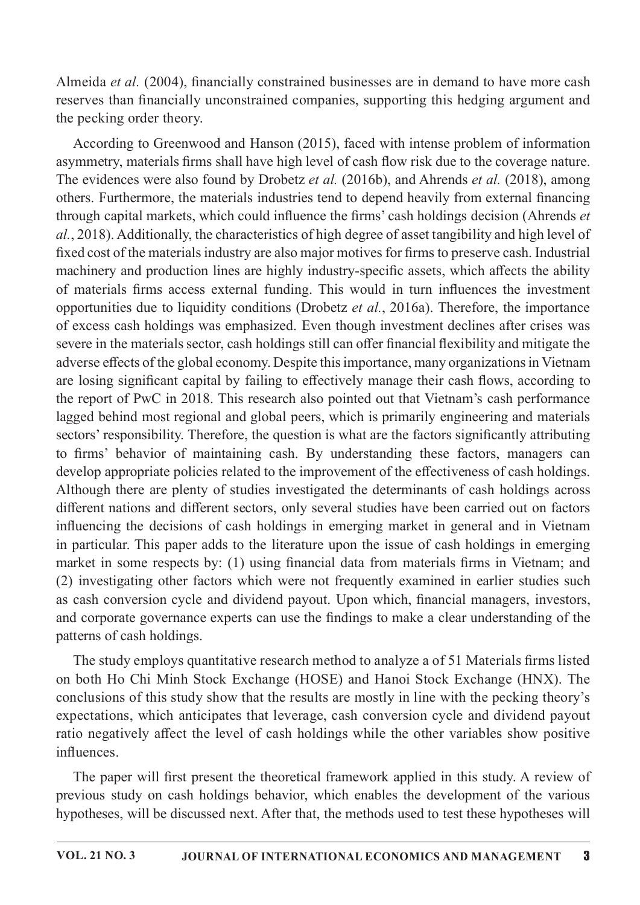Almeida *et al.* (2004), financially constrained businesses are in demand to have more cash reserves than financially unconstrained companies, supporting this hedging argument and the pecking order theory.

According to Greenwood and Hanson (2015), faced with intense problem of information asymmetry, materials firms shall have high level of cash flow risk due to the coverage nature. The evidences were also found by Drobetz *et al.* (2016b), and Ahrends *et al.* (2018), among others. Furthermore, the materials industries tend to depend heavily from external financing through capital markets, which could influence the firms' cash holdings decision (Ahrends *et al.*, 2018). Additionally, the characteristics of high degree of asset tangibility and high level of fixed cost of the materials industry are also major motives for firms to preserve cash. Industrial machinery and production lines are highly industry-specific assets, which affects the ability of materials firms access external funding. This would in turn influences the investment opportunities due to liquidity conditions (Drobetz *et al.*, 2016a). Therefore, the importance of excess cash holdings was emphasized. Even though investment declines after crises was severe in the materials sector, cash holdings still can offer financial flexibility and mitigate the adverse effects of the global economy. Despite this importance, many organizations in Vietnam are losing significant capital by failing to effectively manage their cash flows, according to the report of PwC in 2018. This research also pointed out that Vietnam's cash performance lagged behind most regional and global peers, which is primarily engineering and materials sectors' responsibility. Therefore, the question is what are the factors significantly attributing to firms' behavior of maintaining cash. By understanding these factors, managers can develop appropriate policies related to the improvement of the effectiveness of cash holdings. Although there are plenty of studies investigated the determinants of cash holdings across different nations and different sectors, only several studies have been carried out on factors influencing the decisions of cash holdings in emerging market in general and in Vietnam in particular. This paper adds to the literature upon the issue of cash holdings in emerging market in some respects by: (1) using financial data from materials firms in Vietnam; and (2) investigating other factors which were not frequently examined in earlier studies such as cash conversion cycle and dividend payout. Upon which, financial managers, investors, and corporate governance experts can use the findings to make a clear understanding of the patterns of cash holdings.

The study employs quantitative research method to analyze a of 51 Materials firms listed on both Ho Chi Minh Stock Exchange (HOSE) and Hanoi Stock Exchange (HNX). The conclusions of this study show that the results are mostly in line with the pecking theory's expectations, which anticipates that leverage, cash conversion cycle and dividend payout ratio negatively affect the level of cash holdings while the other variables show positive influences.

The paper will first present the theoretical framework applied in this study. A review of previous study on cash holdings behavior, which enables the development of the various hypotheses, will be discussed next. After that, the methods used to test these hypotheses will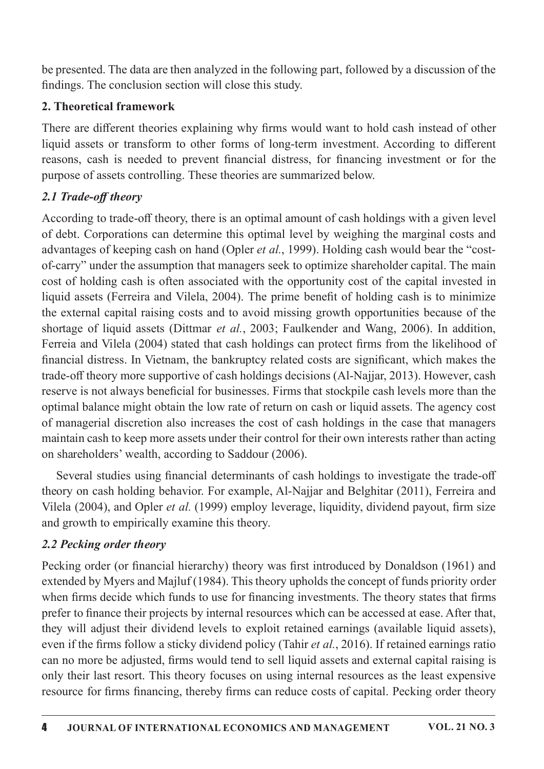be presented. The data are then analyzed in the following part, followed by a discussion of the findings. The conclusion section will close this study.

## 2. Theoretical framework

There are different theories explaining why firms would want to hold cash instead of other liquid assets or transform to other forms of long-term investment. According to different reasons, cash is needed to prevent financial distress, for financing investment or for the purpose of assets controlling. These theories are summarized below.

### *2.1 Trade-off theory*

According to trade-off theory, there is an optimal amount of cash holdings with a given level of debt. Corporations can determine this optimal level by weighing the marginal costs and advantages of keeping cash on hand (Opler *et al.*, 1999). Holding cash would bear the "cost-of-carry" under the assumption that managers seek to optimize shareholder capital. The main cost of holding cash is often associated with the opportunity cost of the capital invested in liquid assets (Ferreira and Vilela, 2004). The prime benefit of holding cash is to minimize the external capital raising costs and to avoid missing growth opportunities because of the shortage of liquid assets (Dittmar *et al.*, 2003; Faulkender and Wang, 2006). In addition, Ferreia and Vilela (2004) stated that cash holdings can protect firms from the likelihood of financial distress. In Vietnam, the bankruptcy related costs are significant, which makes the trade-off theory more supportive of cash holdings decisions (Al-Najjar, 2013). However, cash reserve is not always beneficial for businesses. Firms that stockpile cash levels more than the optimal balance might obtain the low rate of return on cash or liquid assets. The agency cost of managerial discretion also increases the cost of cash holdings in the case that managers maintain cash to keep more assets under their control for their own interests rather than acting on shareholders' wealth, according to Saddour (2006).

Several studies using financial determinants of cash holdings to investigate the trade-off theory on cash holding behavior. For example, Al-Najjar and Belghitar (2011), Ferreira and Vilela (2004), and Opler *et al.* (1999) employ leverage, liquidity, dividend payout, firm size and growth to empirically examine this theory.

### *2.2 Pecking order theory*

Pecking order (or financial hierarchy) theory was first introduced by Donaldson (1961) and extended by Myers and Majluf (1984). This theory upholds the concept of funds priority order when firms decide which funds to use for financing investments. The theory states that firms prefer to finance their projects by internal resources which can be accessed at ease. After that, they will adjust their dividend levels to exploit retained earnings (available liquid assets), even if the firms follow a sticky dividend policy (Tahir *et al.*, 2016). If retained earnings ratio can no more be adjusted, firms would tend to sell liquid assets and external capital raising is only their last resort. This theory focuses on using internal resources as the least expensive resource for firms financing, thereby firms can reduce costs of capital. Pecking order theory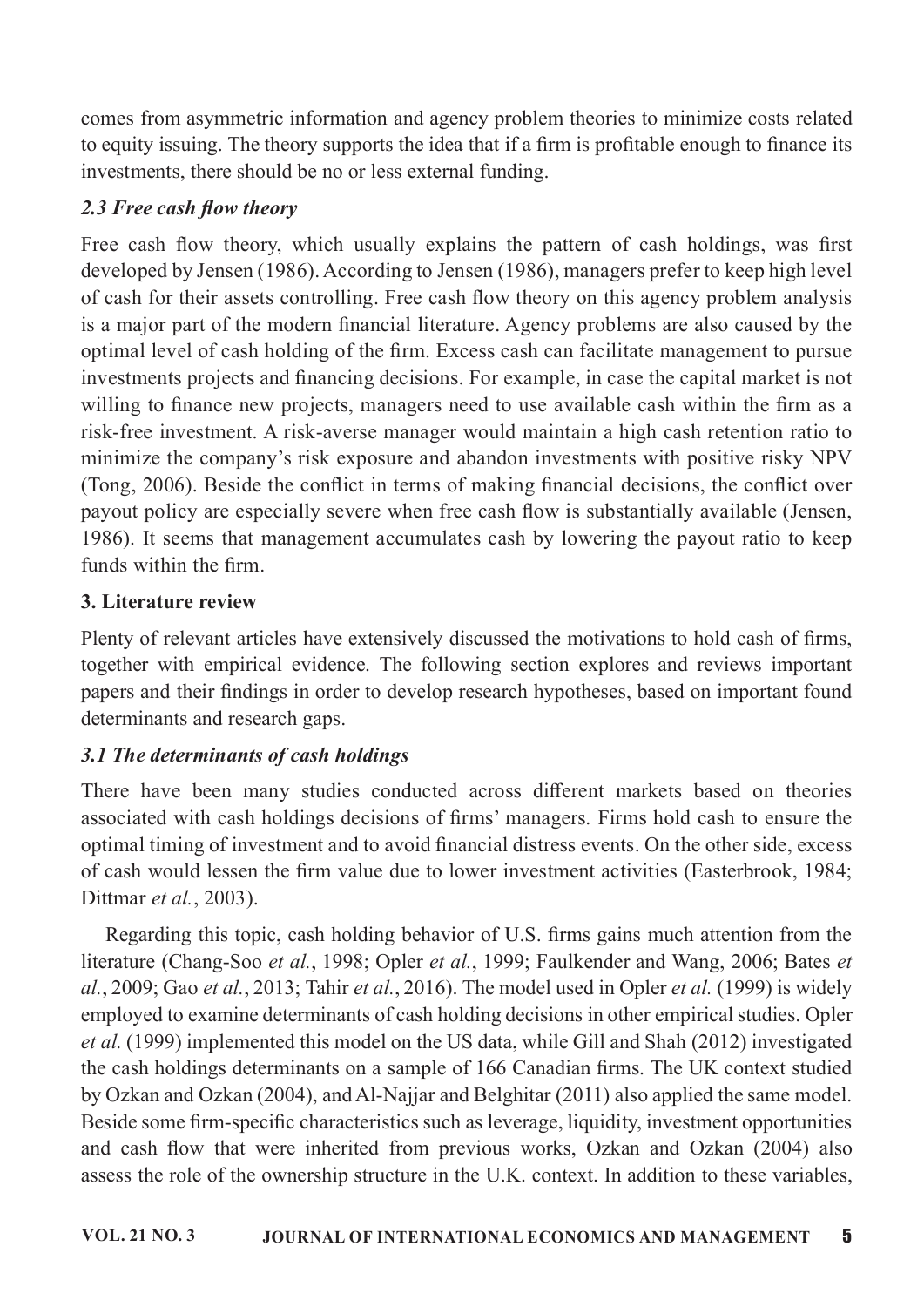comes from asymmetric information and agency problem theories to minimize costs related to equity issuing. The theory supports the idea that if a firm is profitable enough to finance its investments, there should be no or less external funding.

### *2.3 Free cash flow theory*

Free cash flow theory, which usually explains the pattern of cash holdings, was first developed by Jensen (1986). According to Jensen (1986), managers prefer to keep high level of cash for their assets controlling. Free cash flow theory on this agency problem analysis is a major part of the modern financial literature. Agency problems are also caused by the optimal level of cash holding of the firm. Excess cash can facilitate management to pursue investments projects and financing decisions. For example, in case the capital market is not willing to finance new projects, managers need to use available cash within the firm as a risk-free investment. A risk-averse manager would maintain a high cash retention ratio to minimize the company's risk exposure and abandon investments with positive risky NPV (Tong, 2006). Beside the conflict in terms of making financial decisions, the conflict over payout policy are especially severe when free cash flow is substantially available (Jensen, 1986). It seems that management accumulates cash by lowering the payout ratio to keep funds within the firm.

## 3. Literature review

Plenty of relevant articles have extensively discussed the motivations to hold cash of firms, together with empirical evidence. The following section explores and reviews important papers and their findings in order to develop research hypotheses, based on important found determinants and research gaps.

### *3.1 The determinants of cash holdings*

There have been many studies conducted across different markets based on theories associated with cash holdings decisions of firms' managers. Firms hold cash to ensure the optimal timing of investment and to avoid financial distress events. On the other side, excess of cash would lessen the firm value due to lower investment activities (Easterbrook, 1984; Dittmar *et al.*, 2003).

Regarding this topic, cash holding behavior of U.S. firms gains much attention from the literature (Chang-Soo *et al.*, 1998; Opler *et al.*, 1999; Faulkender and Wang, 2006; Bates *et al.*, 2009; Gao *et al.*, 2013; Tahir *et al.*, 2016). The model used in Opler *et al.* (1999) is widely employed to examine determinants of cash holding decisions in other empirical studies. Opler *et al.* (1999) implemented this model on the US data, while Gill and Shah (2012) investigated the cash holdings determinants on a sample of 166 Canadian firms. The UK context studied by Ozkan and Ozkan (2004), and Al-Najjar and Belghitar (2011) also applied the same model. Beside some firm-specific characteristics such as leverage, liquidity, investment opportunities and cash flow that were inherited from previous works, Ozkan and Ozkan (2004) also assess the role of the ownership structure in the U.K. context. In addition to these variables,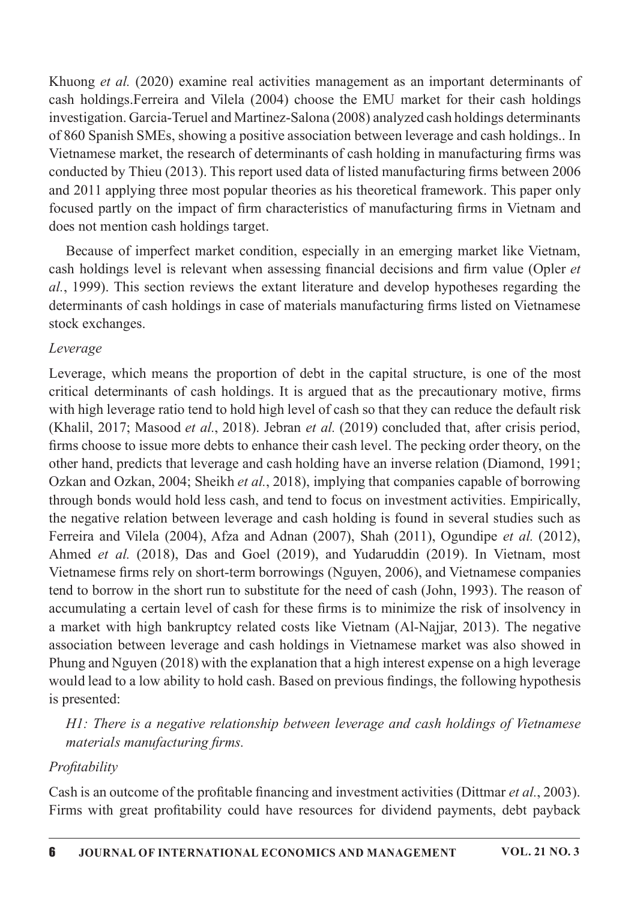Khuong *et al.* (2020) examine real activities management as an important determinants of cash holdings.Ferreira and Vilela (2004) choose the EMU market for their cash holdings investigation. Garcia-Teruel and Martinez-Salona (2008) analyzed cash holdings determinants of 860 Spanish SMEs, showing a positive association between leverage and cash holdings.. In Vietnamese market, the research of determinants of cash holding in manufacturing firms was conducted by Thieu (2013). This report used data of listed manufacturing firms between 2006 and 2011 applying three most popular theories as his theoretical framework. This paper only focused partly on the impact of firm characteristics of manufacturing firms in Vietnam and does not mention cash holdings target.

Because of imperfect market condition, especially in an emerging market like Vietnam, cash holdings level is relevant when assessing financial decisions and firm value (Opler *et al.*, 1999). This section reviews the extant literature and develop hypotheses regarding the determinants of cash holdings in case of materials manufacturing firms listed on Vietnamese stock exchanges.

*Leverage*

Leverage, which means the proportion of debt in the capital structure, is one of the most critical determinants of cash holdings. It is argued that as the precautionary motive, firms with high leverage ratio tend to hold high level of cash so that they can reduce the default risk (Khalil, 2017; Masood *et al.*, 2018). Jebran *et al.* (2019) concluded that, after crisis period, firms choose to issue more debts to enhance their cash level. The pecking order theory, on the other hand, predicts that leverage and cash holding have an inverse relation (Diamond, 1991; Ozkan and Ozkan, 2004; Sheikh *et al.*, 2018), implying that companies capable of borrowing through bonds would hold less cash, and tend to focus on investment activities. Empirically, the negative relation between leverage and cash holding is found in several studies such as Ferreira and Vilela (2004), Afza and Adnan (2007), Shah (2011), Ogundipe *et al.* (2012), Ahmed *et al.* (2018), Das and Goel (2019), and Yudaruddin (2019). In Vietnam, most Vietnamese firms rely on short-term borrowings (Nguyen, 2006), and Vietnamese companies tend to borrow in the short run to substitute for the need of cash (John, 1993). The reason of accumulating a certain level of cash for these firms is to minimize the risk of insolvency in a market with high bankruptcy related costs like Vietnam (Al-Najjar, 2013). The negative association between leverage and cash holdings in Vietnamese market was also showed in Phung and Nguyen (2018) with the explanation that a high interest expense on a high leverage would lead to a low ability to hold cash. Based on previous findings, the following hypothesis is presented:

*H1: There is a negative relationship between leverage and cash holdings of Vietnamese materials manufacturing firms.*

*Profitability*

Cash is an outcome of the profitable financing and investment activities (Dittmar *et al.*, 2003). Firms with great profitability could have resources for dividend payments, debt payback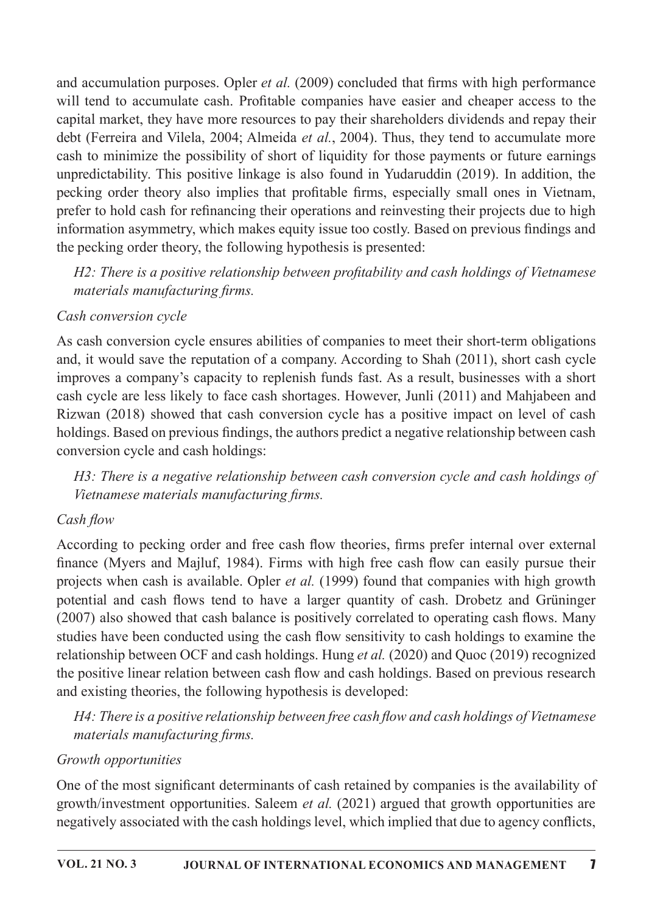and accumulation purposes. Opler *et al.* (2009) concluded that firms with high performance will tend to accumulate cash. Profitable companies have easier and cheaper access to the capital market, they have more resources to pay their shareholders dividends and repay their debt (Ferreira and Vilela, 2004; Almeida *et al.*, 2004). Thus, they tend to accumulate more cash to minimize the possibility of short of liquidity for those payments or future earnings unpredictability. This positive linkage is also found in Yudaruddin (2019). In addition, the pecking order theory also implies that profitable firms, especially small ones in Vietnam, prefer to hold cash for refinancing their operations and reinvesting their projects due to high information asymmetry, which makes equity issue too costly. Based on previous findings and the pecking order theory, the following hypothesis is presented:

> *H2: There is a positive relationship between profitability and cash holdings of Vietnamese materials manufacturing firms.*

*Cash conversion cycle*

As cash conversion cycle ensures abilities of companies to meet their short-term obligations and, it would save the reputation of a company. According to Shah (2011), short cash cycle improves a company's capacity to replenish funds fast. As a result, businesses with a short cash cycle are less likely to face cash shortages. However, Junli (2011) and Mahjabeen and Rizwan (2018) showed that cash conversion cycle has a positive impact on level of cash holdings. Based on previous findings, the authors predict a negative relationship between cash conversion cycle and cash holdings:

> *H3: There is a negative relationship between cash conversion cycle and cash holdings of Vietnamese materials manufacturing firms.*

*Cash flow*

According to pecking order and free cash flow theories, firms prefer internal over external finance (Myers and Majluf, 1984). Firms with high free cash flow can easily pursue their projects when cash is available. Opler *et al.* (1999) found that companies with high growth potential and cash flows tend to have a larger quantity of cash. Drobetz and Grüninger (2007) also showed that cash balance is positively correlated to operating cash flows. Many studies have been conducted using the cash flow sensitivity to cash holdings to examine the relationship between OCF and cash holdings. Hung *et al.* (2020) and Quoc (2019) recognized the positive linear relation between cash flow and cash holdings. Based on previous research and existing theories, the following hypothesis is developed:

> *H4: There is a positive relationship between free cash flow and cash holdings of Vietnamese materials manufacturing firms.*

*Growth opportunities*

One of the most significant determinants of cash retained by companies is the availability of growth/investment opportunities. Saleem *et al.* (2021) argued that growth opportunities are negatively associated with the cash holdings level, which implied that due to agency conflicts,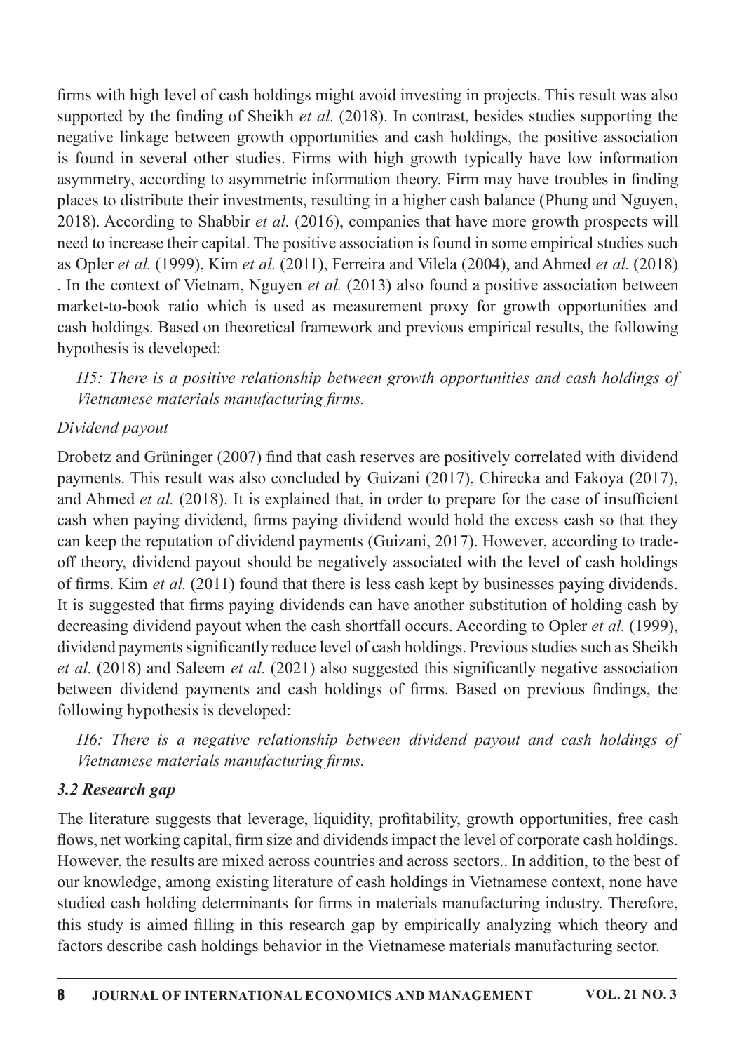firms with high level of cash holdings might avoid investing in projects. This result was also supported by the finding of Sheikh *et al.* (2018). In contrast, besides studies supporting the negative linkage between growth opportunities and cash holdings, the positive association is found in several other studies. Firms with high growth typically have low information asymmetry, according to asymmetric information theory. Firm may have troubles in finding places to distribute their investments, resulting in a higher cash balance (Phung and Nguyen, 2018). According to Shabbir *et al.* (2016), companies that have more growth prospects will need to increase their capital. The positive association is found in some empirical studies such as Opler *et al.* (1999), Kim *et al.* (2011), Ferreira and Vilela (2004), and Ahmed *et al.* (2018) . In the context of Vietnam, Nguyen *et al.* (2013) also found a positive association between market-to-book ratio which is used as measurement proxy for growth opportunities and cash holdings. Based on theoretical framework and previous empirical results, the following hypothesis is developed:

*H5: There is a positive relationship between growth opportunities and cash holdings of Vietnamese materials manufacturing firms.*

*Dividend payout*

Drobetz and Grüninger (2007) find that cash reserves are positively correlated with dividend payments. This result was also concluded by Guizani (2017), Chirecka and Fakoya (2017), and Ahmed *et al.* (2018). It is explained that, in order to prepare for the case of insufficient cash when paying dividend, firms paying dividend would hold the excess cash so that they can keep the reputation of dividend payments (Guizani, 2017). However, according to trade-off theory, dividend payout should be negatively associated with the level of cash holdings of firms. Kim *et al.* (2011) found that there is less cash kept by businesses paying dividends. It is suggested that firms paying dividends can have another substitution of holding cash by decreasing dividend payout when the cash shortfall occurs. According to Opler *et al.* (1999), dividend payments significantly reduce level of cash holdings. Previous studies such as Sheikh *et al.* (2018) and Saleem *et al.* (2021) also suggested this significantly negative association between dividend payments and cash holdings of firms. Based on previous findings, the following hypothesis is developed:

*H6: There is a negative relationship between dividend payout and cash holdings of Vietnamese materials manufacturing firms.*

### *3.2 Research gap*

The literature suggests that leverage, liquidity, profitability, growth opportunities, free cash flows, net working capital, firm size and dividends impact the level of corporate cash holdings. However, the results are mixed across countries and across sectors.. In addition, to the best of our knowledge, among existing literature of cash holdings in Vietnamese context, none have studied cash holding determinants for firms in materials manufacturing industry. Therefore, this study is aimed filling in this research gap by empirically analyzing which theory and factors describe cash holdings behavior in the Vietnamese materials manufacturing sector.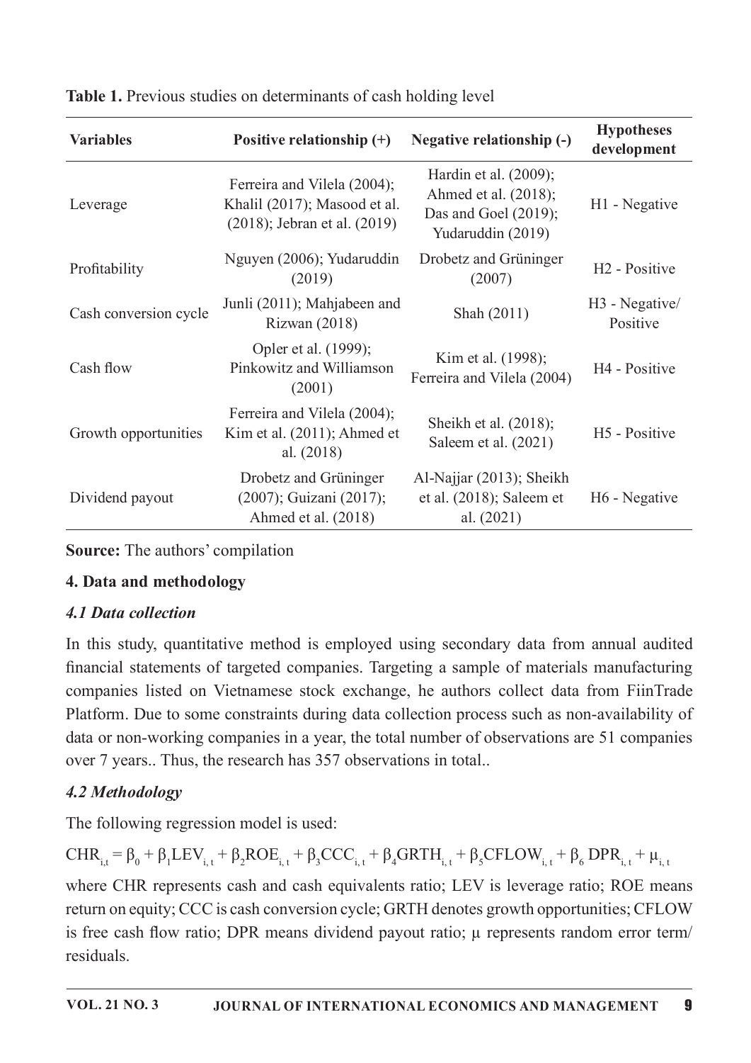**Table 1.** Previous studies on determinants of cash holding level

| Variables | Positive relationship (+) | Negative relationship (-) | Hypotheses development |
|---|---|---|---|
| Leverage | Ferreira and Vilela (2004); Khalil (2017); Masood et al. (2018); Jebran et al. (2019) | Hardin et al. (2009); Ahmed et al. (2018); Das and Goel (2019); Yudaruddin (2019) | H1 - Negative |
| Profitability | Nguyen (2006); Yudaruddin (2019) | Drobetz and Grüninger (2007) | H2 - Positive |
| Cash conversion cycle | Junli (2011); Mahjabeen and Rizwan (2018) | Shah (2011) | H3 - Negative/ Positive |
| Cash flow | Opler et al. (1999); Pinkowitz and Williamson (2001) | Kim et al. (1998); Ferreira and Vilela (2004) | H4 - Positive |
| Growth opportunities | Ferreira and Vilela (2004); Kim et al. (2011); Ahmed et al. (2018) | Sheikh et al. (2018); Saleem et al. (2021) | H5 - Positive |
| Dividend payout | Drobetz and Grüninger (2007); Guizani (2017); Ahmed et al. (2018) | Al-Najjar (2013); Sheikh et al. (2018); Saleem et al. (2021) | H6 - Negative |

**Source:** The authors' compilation

## 4. Data and methodology

### *4.1 Data collection*

In this study, quantitative method is employed using secondary data from annual audited financial statements of targeted companies. Targeting a sample of materials manufacturing companies listed on Vietnamese stock exchange, he authors collect data from FiinTrade Platform. Due to some constraints during data collection process such as non-availability of data or non-working companies in a year, the total number of observations are 51 companies over 7 years.. Thus, the research has 357 observations in total..

### *4.2 Methodology*

The following regression model is used:

$$CHR_{i,t} = \beta_0 + \beta_1 LEV_{i,t} + \beta_2 ROE_{i,t} + \beta_3 CCC_{i,t} + \beta_4 GRTH_{i,t} + \beta_5 CFLOW_{i,t} + \beta_6 DPR_{i,t} + \mu_{i,t}$$

where CHR represents cash and cash equivalents ratio; LEV is leverage ratio; ROE means return on equity; CCC is cash conversion cycle; GRTH denotes growth opportunities; CFLOW is free cash flow ratio; DPR means dividend payout ratio; $\mu$ represents random error term/ residuals.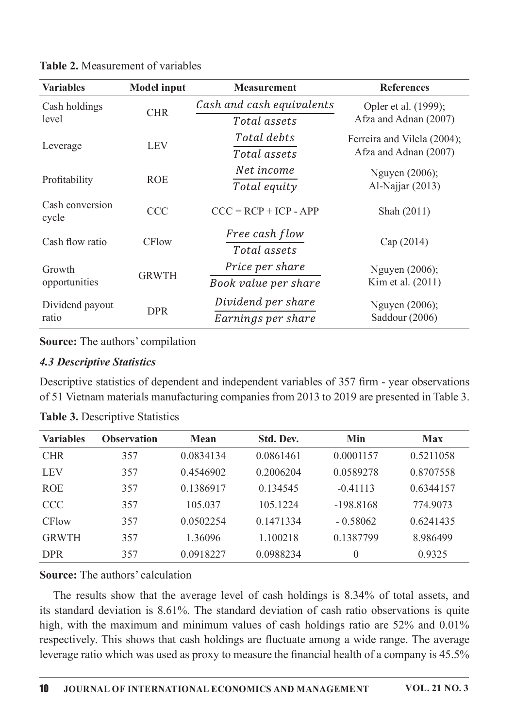**Table 2.** Measurement of variables

| Variables | Model input | Measurement | References |
|---|---|---|---|
| Cash holdings level | CHR | $\frac{Cash\ and\ cash\ equivalents}{Total\ assets}$ | Opler et al. (1999); Afza and Adnan (2007) |
| Leverage | LEV | $\frac{Total\ debts}{Total\ assets}$ | Ferreira and Vilela (2004); Afza and Adnan (2007) |
| Profitability | ROE | $\frac{Net\ income}{Total\ equity}$ | Nguyen (2006); Al-Najjar (2013) |
| Cash conversion cycle | CCC | CCC = RCP + ICP - APP | Shah (2011) |
| Cash flow ratio | CFlow | $\frac{Free\ cash\ flow}{Total\ assets}$ | Cap (2014) |
| Growth opportunities | GRWTH | $\frac{Price\ per\ share}{Book\ value\ per\ share}$ | Nguyen (2006); Kim et al. (2011) |
| Dividend payout ratio | DPR | $\frac{Dividend\ per\ share}{Earnings\ per\ share}$ | Nguyen (2006); Saddour (2006) |

**Source:** The authors' compilation

### *4.3 Descriptive Statistics*

Descriptive statistics of dependent and independent variables of 357 firm - year observations of 51 Vietnam materials manufacturing companies from 2013 to 2019 are presented in Table 3.

**Table 3.** Descriptive Statistics

| Variables | Observation | Mean | Std. Dev. | Min | Max |
|---|---|---|---|---|---|
| CHR | 357 | 0.0834134 | 0.0861461 | 0.0001157 | 0.5211058 |
| LEV | 357 | 0.4546902 | 0.2006204 | 0.0589278 | 0.8707558 |
| ROE | 357 | 0.1386917 | 0.134545 | -0.41113 | 0.6344157 |
| CCC | 357 | 105.037 | 105.1224 | -198.8168 | 774.9073 |
| CFlow | 357 | 0.0502254 | 0.1471334 | - 0.58062 | 0.6241435 |
| GRWTH | 357 | 1.36096 | 1.100218 | 0.1387799 | 8.986499 |
| DPR | 357 | 0.0918227 | 0.0988234 | 0 | 0.9325 |

**Source:** The authors' calculation

The results show that the average level of cash holdings is 8.34% of total assets, and its standard deviation is 8.61%. The standard deviation of cash ratio observations is quite high, with the maximum and minimum values of cash holdings ratio are 52% and 0.01% respectively. This shows that cash holdings are fluctuate among a wide range. The average leverage ratio which was used as proxy to measure the financial health of a company is 45.5%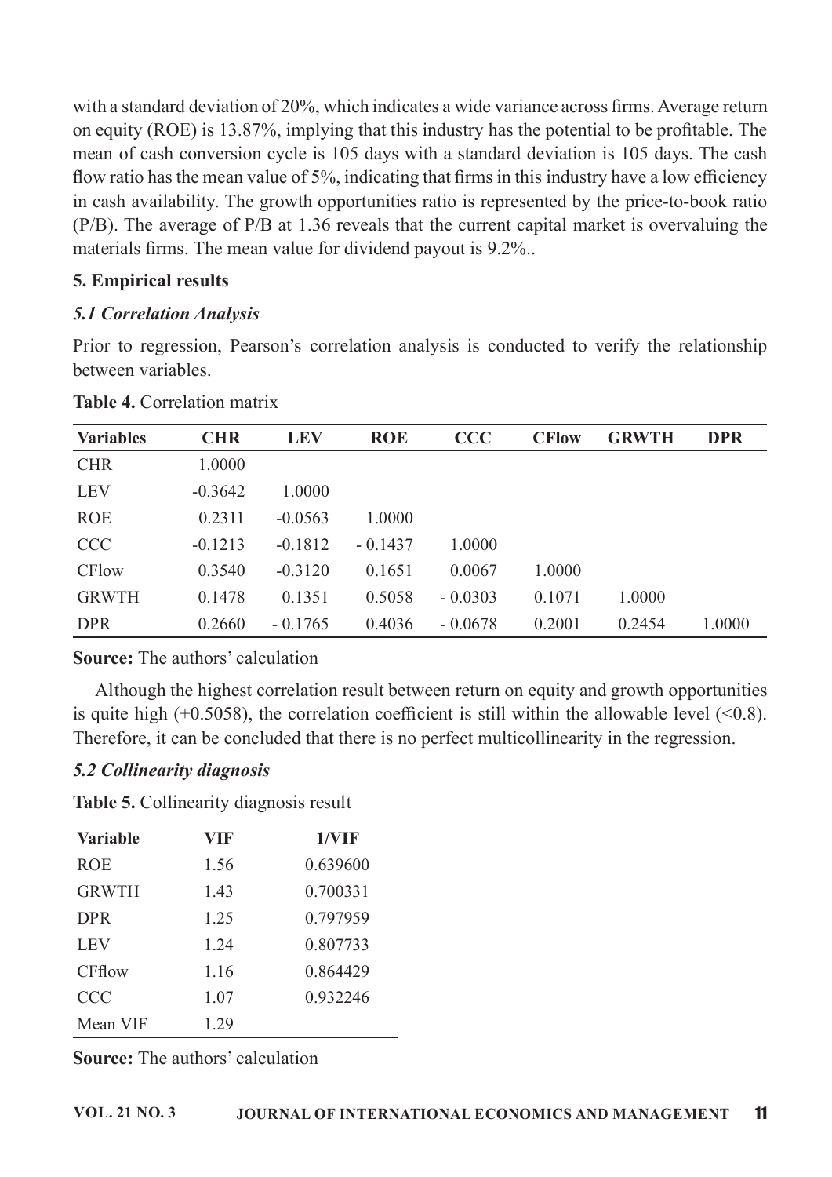with a standard deviation of 20%, which indicates a wide variance across firms. Average return on equity (ROE) is 13.87%, implying that this industry has the potential to be profitable. The mean of cash conversion cycle is 105 days with a standard deviation is 105 days. The cash flow ratio has the mean value of 5%, indicating that firms in this industry have a low efficiency in cash availability. The growth opportunities ratio is represented by the price-to-book ratio (P/B). The average of P/B at 1.36 reveals that the current capital market is overvaluing the materials firms. The mean value for dividend payout is 9.2%..

## 5. Empirical results

### *5.1 Correlation Analysis*

Prior to regression, Pearson's correlation analysis is conducted to verify the relationship between variables.

**Table 4.** Correlation matrix

| Variables | CHR | LEV | ROE | CCC | CFlow | GRWTH | DPR |
|---|---|---|---|---|---|---|---|
| CHR | 1.0000 | | | | | | |
| LEV | -0.3642 | 1.0000 | | | | | |
| ROE | 0.2311 | -0.0563 | 1.0000 | | | | |
| CCC | -0.1213 | -0.1812 | - 0.1437 | 1.0000 | | | |
| CFlow | 0.3540 | -0.3120 | 0.1651 | 0.0067 | 1.0000 | | |
| GRWTH | 0.1478 | 0.1351 | 0.5058 | - 0.0303 | 0.1071 | 1.0000 | |
| DPR | 0.2660 | - 0.1765 | 0.4036 | - 0.0678 | 0.2001 | 0.2454 | 1.0000 |

**Source:** The authors' calculation

Although the highest correlation result between return on equity and growth opportunities is quite high (+0.5058), the correlation coefficient is still within the allowable level (<0.8). Therefore, it can be concluded that there is no perfect multicollinearity in the regression.

### *5.2 Collinearity diagnosis*

**Table 5.** Collinearity diagnosis result

| Variable | VIF | 1/VIF |
|---|---|---|
| ROE | 1.56 | 0.639600 |
| GRWTH | 1.43 | 0.700331 |
| DPR | 1.25 | 0.797959 |
| LEV | 1.24 | 0.807733 |
| CFflow | 1.16 | 0.864429 |
| CCC | 1.07 | 0.932246 |
| Mean VIF | 1.29 | |

**Source:** The authors' calculation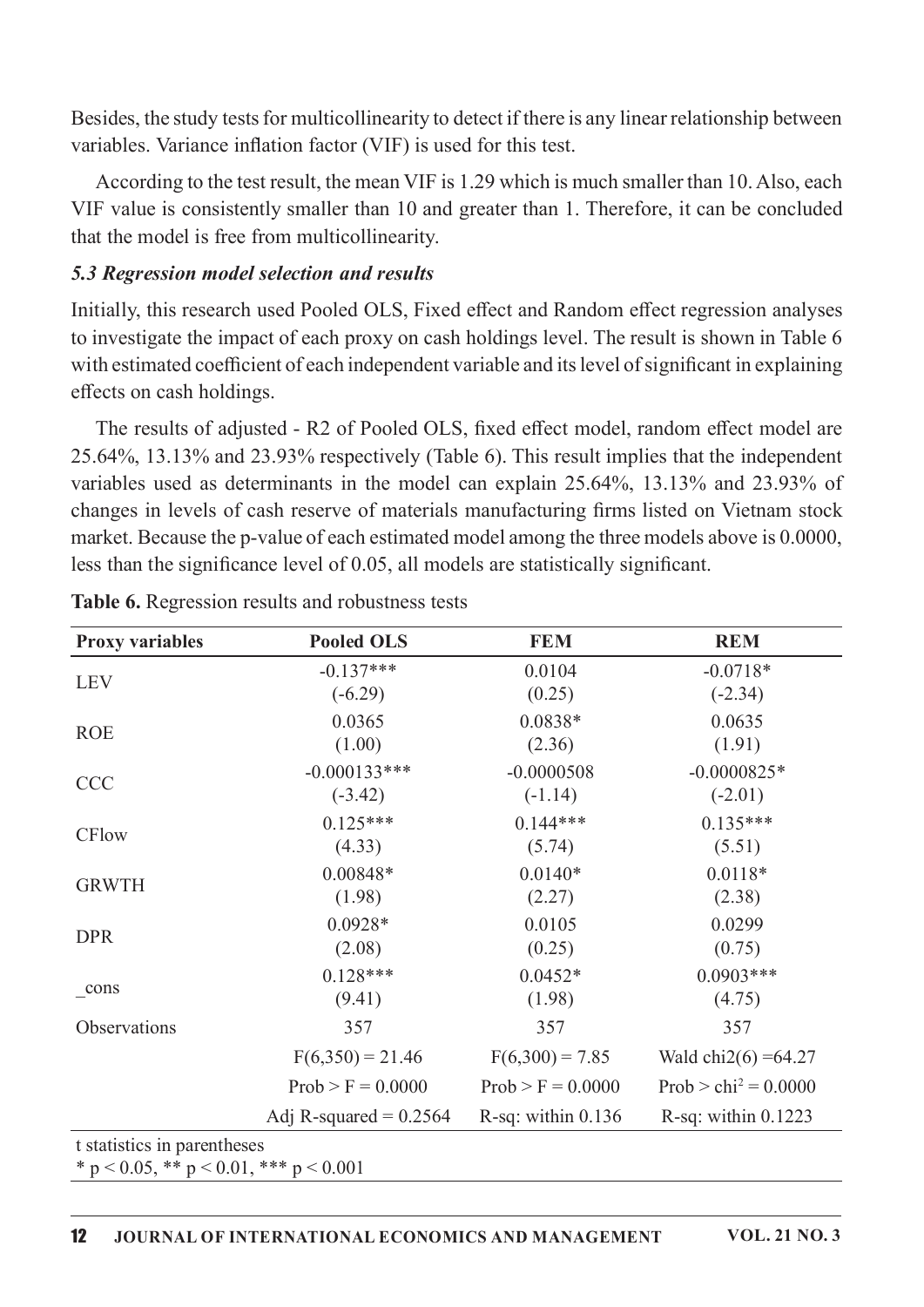Besides, the study tests for multicollinearity to detect if there is any linear relationship between variables. Variance inflation factor (VIF) is used for this test.

According to the test result, the mean VIF is 1.29 which is much smaller than 10. Also, each VIF value is consistently smaller than 10 and greater than 1. Therefore, it can be concluded that the model is free from multicollinearity.

### *5.3 Regression model selection and results*

Initially, this research used Pooled OLS, Fixed effect and Random effect regression analyses to investigate the impact of each proxy on cash holdings level. The result is shown in Table 6 with estimated coefficient of each independent variable and its level of significant in explaining effects on cash holdings.

The results of adjusted - R2 of Pooled OLS, fixed effect model, random effect model are 25.64%, 13.13% and 23.93% respectively (Table 6). This result implies that the independent variables used as determinants in the model can explain 25.64%, 13.13% and 23.93% of changes in levels of cash reserve of materials manufacturing firms listed on Vietnam stock market. Because the p-value of each estimated model among the three models above is 0.0000, less than the significance level of 0.05, all models are statistically significant.

**Table 6.** Regression results and robustness tests

| Proxy variables | Pooled OLS | FEM | REM |
|---|---|---|---|
| LEV | -0.137***<br>(-6.29) | 0.0104<br>(0.25) | -0.0718*<br>(-2.34) |
| ROE | 0.0365<br>(1.00) | 0.0838*<br>(2.36) | 0.0635<br>(1.91) |
| CCC | -0.000133***<br>(-3.42) | -0.0000508<br>(-1.14) | -0.0000825*<br>(-2.01) |
| CFlow | 0.125***<br>(4.33) | 0.144***<br>(5.74) | 0.135***<br>(5.51) |
| GRWTH | 0.00848*<br>(1.98) | 0.0140*<br>(2.27) | 0.0118*<br>(2.38) |
| DPR | 0.0928*<br>(2.08) | 0.0105<br>(0.25) | 0.0299<br>(0.75) |
| _cons | 0.128***<br>(9.41) | 0.0452*<br>(1.98) | 0.0903***<br>(4.75) |
| Observations | 357 | 357 | 357 |
| | $F(6,350) = 21.46$ | $F(6,300) = 7.85$ | Wald chi2(6) =64.27 |
| | Prob > F = 0.0000 | Prob > F = 0.0000 | Prob > $chi^2$ = 0.0000 |
| | Adj R-squared = 0.2564 | R-sq: within 0.136 | R-sq: within 0.1223 |

t statistics in parentheses

* $p < 0.05$, ** $p < 0.01$, *** $p < 0.001$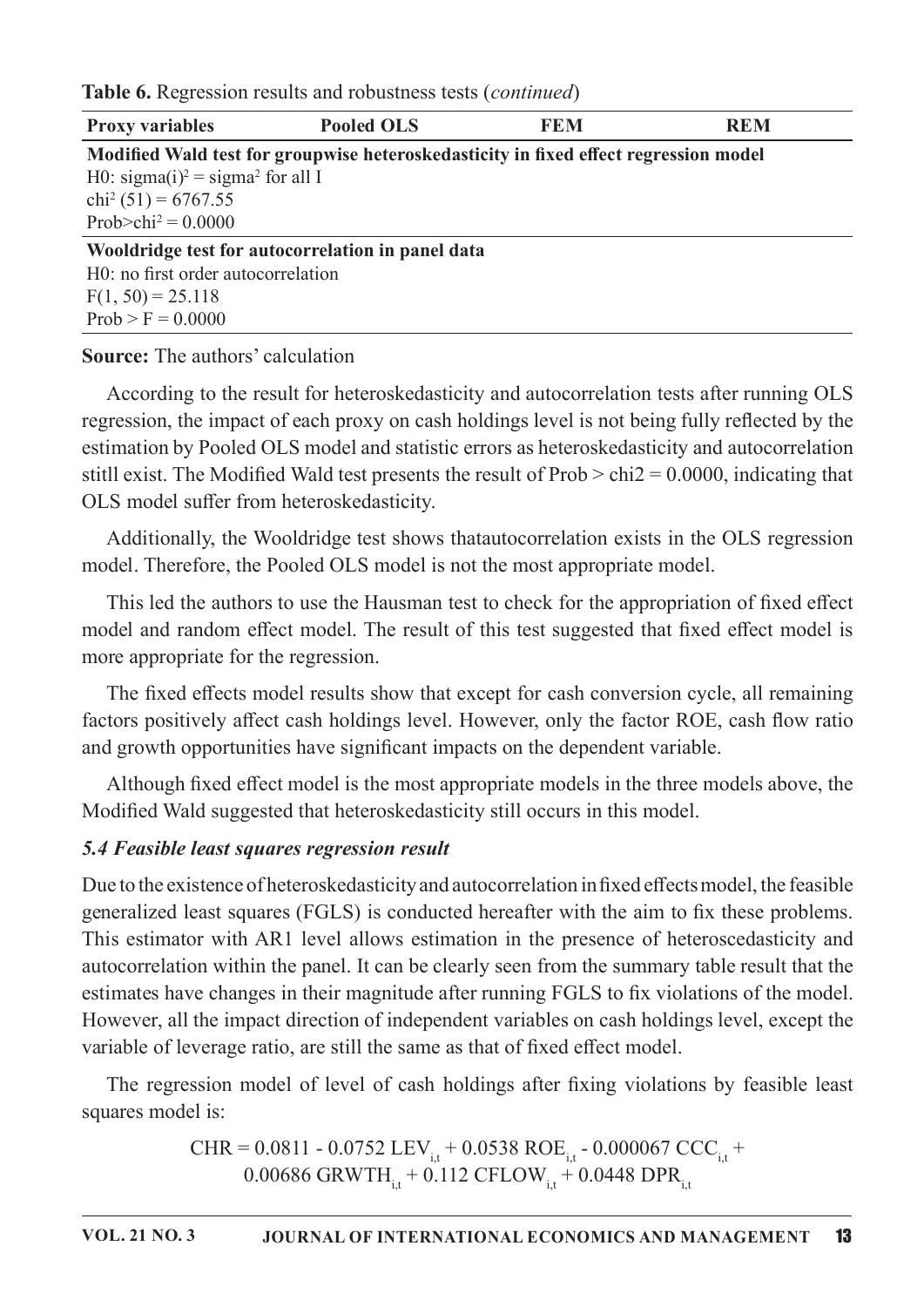**Table 6.** Regression results and robustness tests (*continued*)

| Proxy variables | Pooled OLS | FEM | REM |
|---|---|---|---|
| **Modified Wald test for groupwise heteroskedasticity in fixed effect regression model** | | | |
| H0: $sigma(i)^2 = sigma^2$ for all I | | | |
| $chi^2\ (51) = 6767.55$ | | | |
| $Prob>chi^2 = 0.0000$ | | | |
| **Wooldridge test for autocorrelation in panel data** | | | |
| H0: no first order autocorrelation | | | |
| $F(1, 50) = 25.118$ | | | |
| $Prob > F = 0.0000$ | | | |

**Source:** The authors' calculation

According to the result for heteroskedasticity and autocorrelation tests after running OLS regression, the impact of each proxy on cash holdings level is not being fully reflected by the estimation by Pooled OLS model and statistic errors as heteroskedasticity and autocorrelation stitll exist. The Modified Wald test presents the result of Prob > chi2 = 0.0000, indicating that OLS model suffer from heteroskedasticity.

Additionally, the Wooldridge test shows thatautocorrelation exists in the OLS regression model. Therefore, the Pooled OLS model is not the most appropriate model.

This led the authors to use the Hausman test to check for the appropriation of fixed effect model and random effect model. The result of this test suggested that fixed effect model is more appropriate for the regression.

The fixed effects model results show that except for cash conversion cycle, all remaining factors positively affect cash holdings level. However, only the factor ROE, cash flow ratio and growth opportunities have significant impacts on the dependent variable.

Although fixed effect model is the most appropriate models in the three models above, the Modified Wald suggested that heteroskedasticity still occurs in this model.

### *5.4 Feasible least squares regression result*

Due to the existence of heteroskedasticity and autocorrelation in fixed effects model, the feasible generalized least squares (FGLS) is conducted hereafter with the aim to fix these problems. This estimator with AR1 level allows estimation in the presence of heteroscedasticity and autocorrelation within the panel. It can be clearly seen from the summary table result that the estimates have changes in their magnitude after running FGLS to fix violations of the model. However, all the impact direction of independent variables on cash holdings level, except the variable of leverage ratio, are still the same as that of fixed effect model.

The regression model of level of cash holdings after fixing violations by feasible least squares model is:

$$CHR = 0.0811 - 0.0752\ LEV_{i,t} + 0.0538\ ROE_{i,t} - 0.000067\ CCC_{i,t} + 0.00686\ GRWTH_{i,t} + 0.112\ CFLOW_{i,t} + 0.0448\ DPR_{i,t}$$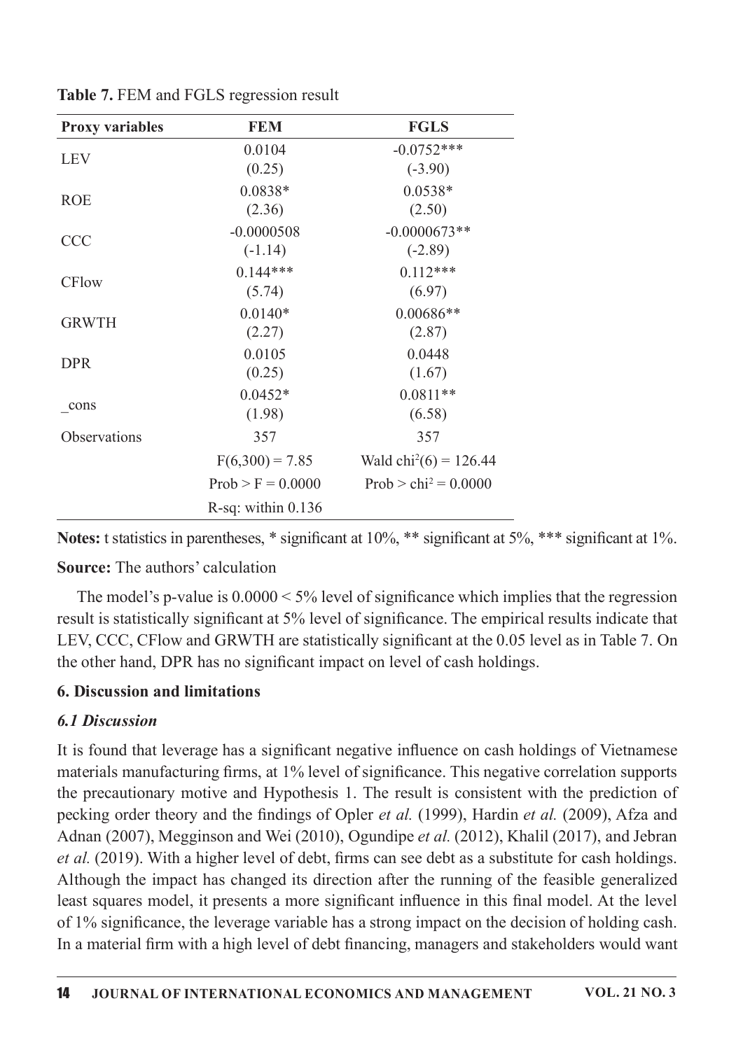**Table 7.** FEM and FGLS regression result

| Proxy variables | FEM | FGLS |
|---|---|---|
| LEV | 0.0104<br>(0.25) | -0.0752***<br>(-3.90) |
| ROE | 0.0838*<br>(2.36) | 0.0538*<br>(2.50) |
| CCC | -0.0000508<br>(-1.14) | -0.0000673**<br>(-2.89) |
| CFlow | 0.144***<br>(5.74) | 0.112***<br>(6.97) |
| GRWTH | 0.0140*<br>(2.27) | 0.00686**<br>(2.87) |
| DPR | 0.0105<br>(0.25) | 0.0448<br>(1.67) |
| _cons | 0.0452*<br>(1.98) | 0.0811**<br>(6.58) |
| Observations | 357 | 357 |
| | $F(6,300) = 7.85$ | Wald $chi^2(6) = 126.44$ |
| | $Prob > F = 0.0000$ | $Prob > chi^2 = 0.0000$ |
| | R-sq: within 0.136 | |

**Notes:** t statistics in parentheses, * significant at 10%, ** significant at 5%, *** significant at 1%.

**Source:** The authors' calculation

The model's p-value is 0.0000 < 5% level of significance which implies that the regression result is statistically significant at 5% level of significance. The empirical results indicate that LEV, CCC, CFlow and GRWTH are statistically significant at the 0.05 level as in Table 7. On the other hand, DPR has no significant impact on level of cash holdings.

## 6. Discussion and limitations

### *6.1 Discussion*

It is found that leverage has a significant negative influence on cash holdings of Vietnamese materials manufacturing firms, at 1% level of significance. This negative correlation supports the precautionary motive and Hypothesis 1. The result is consistent with the prediction of pecking order theory and the findings of Opler *et al.* (1999), Hardin *et al.* (2009), Afza and Adnan (2007), Megginson and Wei (2010), Ogundipe *et al.* (2012), Khalil (2017), and Jebran *et al.* (2019). With a higher level of debt, firms can see debt as a substitute for cash holdings. Although the impact has changed its direction after the running of the feasible generalized least squares model, it presents a more significant influence in this final model. At the level of 1% significance, the leverage variable has a strong impact on the decision of holding cash. In a material firm with a high level of debt financing, managers and stakeholders would want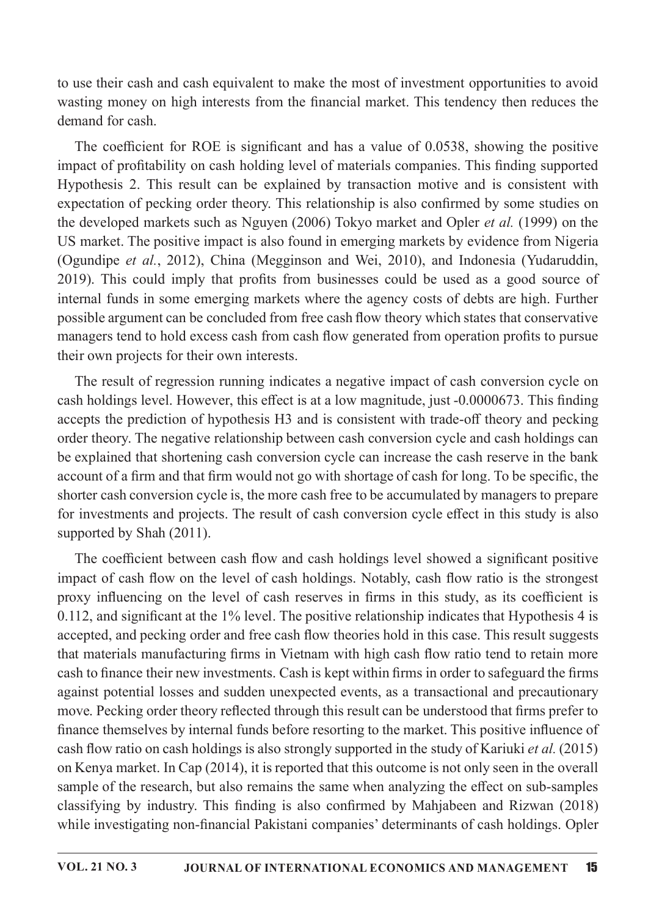to use their cash and cash equivalent to make the most of investment opportunities to avoid wasting money on high interests from the financial market. This tendency then reduces the demand for cash.

The coefficient for ROE is significant and has a value of 0.0538, showing the positive impact of profitability on cash holding level of materials companies. This finding supported Hypothesis 2. This result can be explained by transaction motive and is consistent with expectation of pecking order theory. This relationship is also confirmed by some studies on the developed markets such as Nguyen (2006) Tokyo market and Opler *et al.* (1999) on the US market. The positive impact is also found in emerging markets by evidence from Nigeria (Ogundipe *et al.*, 2012), China (Megginson and Wei, 2010), and Indonesia (Yudaruddin, 2019). This could imply that profits from businesses could be used as a good source of internal funds in some emerging markets where the agency costs of debts are high. Further possible argument can be concluded from free cash flow theory which states that conservative managers tend to hold excess cash from cash flow generated from operation profits to pursue their own projects for their own interests.

The result of regression running indicates a negative impact of cash conversion cycle on cash holdings level. However, this effect is at a low magnitude, just -0.0000673. This finding accepts the prediction of hypothesis H3 and is consistent with trade-off theory and pecking order theory. The negative relationship between cash conversion cycle and cash holdings can be explained that shortening cash conversion cycle can increase the cash reserve in the bank account of a firm and that firm would not go with shortage of cash for long. To be specific, the shorter cash conversion cycle is, the more cash free to be accumulated by managers to prepare for investments and projects. The result of cash conversion cycle effect in this study is also supported by Shah (2011).

The coefficient between cash flow and cash holdings level showed a significant positive impact of cash flow on the level of cash holdings. Notably, cash flow ratio is the strongest proxy influencing on the level of cash reserves in firms in this study, as its coefficient is 0.112, and significant at the 1% level. The positive relationship indicates that Hypothesis 4 is accepted, and pecking order and free cash flow theories hold in this case. This result suggests that materials manufacturing firms in Vietnam with high cash flow ratio tend to retain more cash to finance their new investments. Cash is kept within firms in order to safeguard the firms against potential losses and sudden unexpected events, as a transactional and precautionary move. Pecking order theory reflected through this result can be understood that firms prefer to finance themselves by internal funds before resorting to the market. This positive influence of cash flow ratio on cash holdings is also strongly supported in the study of Kariuki *et al.* (2015) on Kenya market. In Cap (2014), it is reported that this outcome is not only seen in the overall sample of the research, but also remains the same when analyzing the effect on sub-samples classifying by industry. This finding is also confirmed by Mahjabeen and Rizwan (2018) while investigating non-financial Pakistani companies' determinants of cash holdings. Opler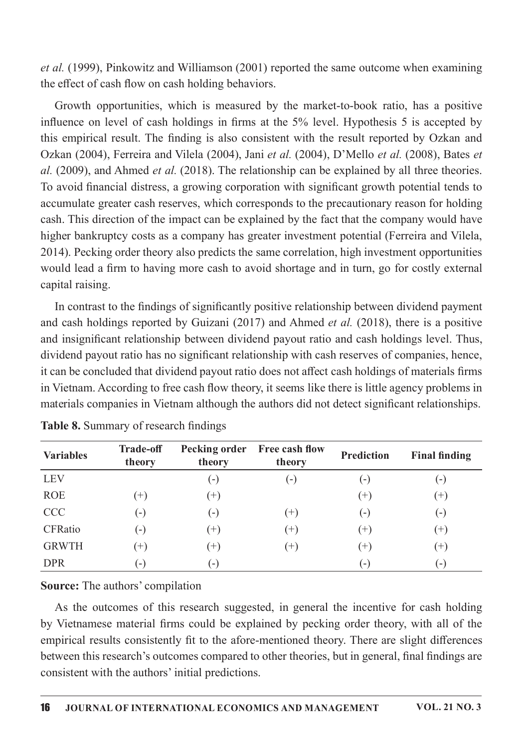*et al.* (1999), Pinkowitz and Williamson (2001) reported the same outcome when examining the effect of cash flow on cash holding behaviors.

Growth opportunities, which is measured by the market-to-book ratio, has a positive influence on level of cash holdings in firms at the 5% level. Hypothesis 5 is accepted by this empirical result. The finding is also consistent with the result reported by Ozkan and Ozkan (2004), Ferreira and Vilela (2004), Jani *et al.* (2004), D'Mello *et al.* (2008), Bates *et al.* (2009), and Ahmed *et al.* (2018). The relationship can be explained by all three theories. To avoid financial distress, a growing corporation with significant growth potential tends to accumulate greater cash reserves, which corresponds to the precautionary reason for holding cash. This direction of the impact can be explained by the fact that the company would have higher bankruptcy costs as a company has greater investment potential (Ferreira and Vilela, 2014). Pecking order theory also predicts the same correlation, high investment opportunities would lead a firm to having more cash to avoid shortage and in turn, go for costly external capital raising.

In contrast to the findings of significantly positive relationship between dividend payment and cash holdings reported by Guizani (2017) and Ahmed *et al.* (2018), there is a positive and insignificant relationship between dividend payout ratio and cash holdings level. Thus, dividend payout ratio has no significant relationship with cash reserves of companies, hence, it can be concluded that dividend payout ratio does not affect cash holdings of materials firms in Vietnam. According to free cash flow theory, it seems like there is little agency problems in materials companies in Vietnam although the authors did not detect significant relationships.

**Table 8.** Summary of research findings

| Variables | Trade-off theory | Pecking order theory | Free cash flow theory | Prediction | Final finding |
|---|---|---|---|---|---|
| LEV | | (-) | (-) | (-) | (-) |
| ROE | (+) | (+) | | (+) | (+) |
| CCC | (-) | (-) | (+) | (-) | (-) |
| CFRatio | (-) | (+) | (+) | (+) | (+) |
| GRWTH | (+) | (+) | (+) | (+) | (+) |
| DPR | (-) | (-) | | (-) | (-) |

**Source:** The authors' compilation

As the outcomes of this research suggested, in general the incentive for cash holding by Vietnamese material firms could be explained by pecking order theory, with all of the empirical results consistently fit to the afore-mentioned theory. There are slight differences between this research's outcomes compared to other theories, but in general, final findings are consistent with the authors' initial predictions.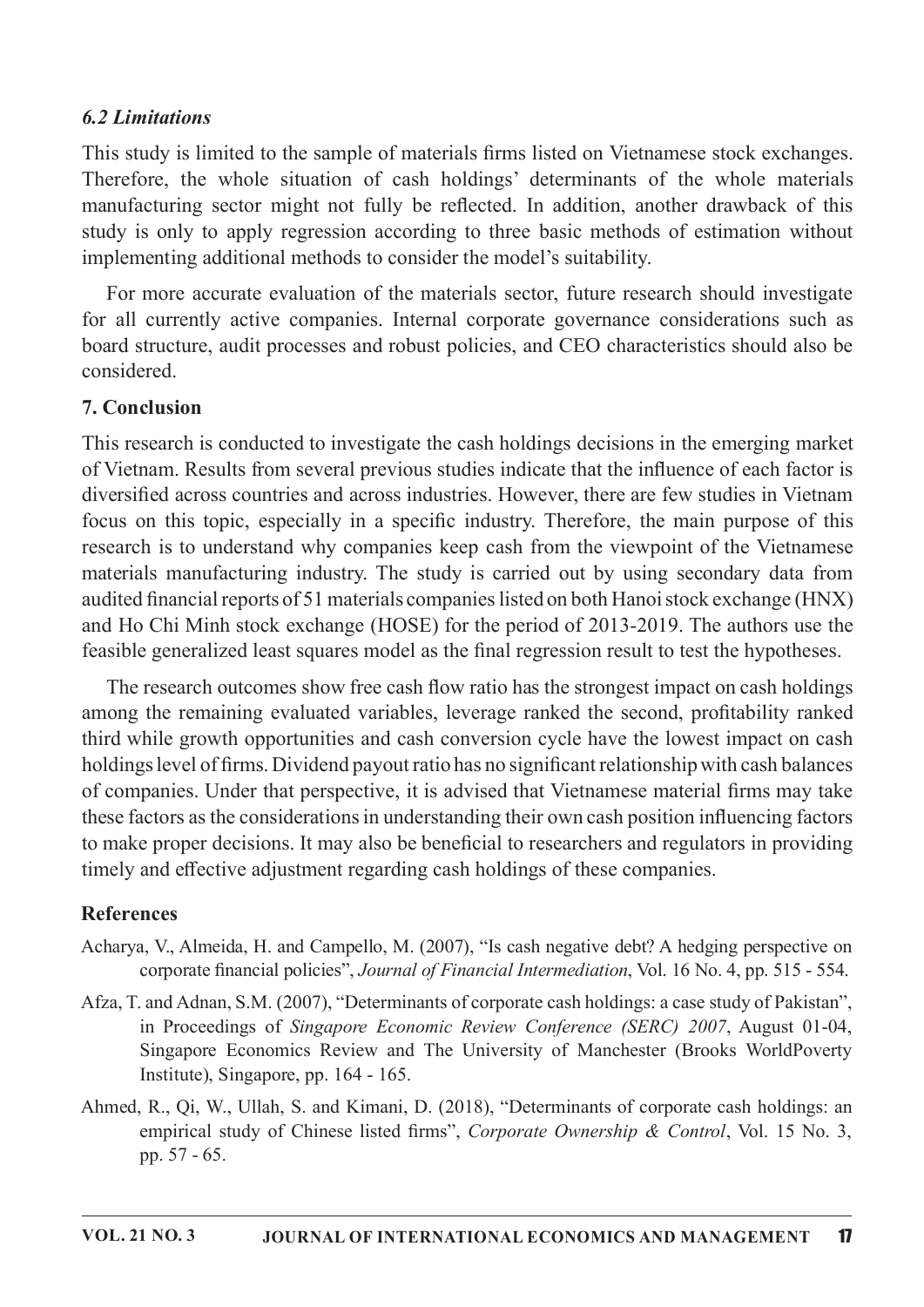### *6.2 Limitations*

This study is limited to the sample of materials firms listed on Vietnamese stock exchanges. Therefore, the whole situation of cash holdings' determinants of the whole materials manufacturing sector might not fully be reflected. In addition, another drawback of this study is only to apply regression according to three basic methods of estimation without implementing additional methods to consider the model's suitability.

For more accurate evaluation of the materials sector, future research should investigate for all currently active companies. Internal corporate governance considerations such as board structure, audit processes and robust policies, and CEO characteristics should also be considered.

## 7. Conclusion

This research is conducted to investigate the cash holdings decisions in the emerging market of Vietnam. Results from several previous studies indicate that the influence of each factor is diversified across countries and across industries. However, there are few studies in Vietnam focus on this topic, especially in a specific industry. Therefore, the main purpose of this research is to understand why companies keep cash from the viewpoint of the Vietnamese materials manufacturing industry. The study is carried out by using secondary data from audited financial reports of 51 materials companies listed on both Hanoi stock exchange (HNX) and Ho Chi Minh stock exchange (HOSE) for the period of 2013-2019. The authors use the feasible generalized least squares model as the final regression result to test the hypotheses.

The research outcomes show free cash flow ratio has the strongest impact on cash holdings among the remaining evaluated variables, leverage ranked the second, profitability ranked third while growth opportunities and cash conversion cycle have the lowest impact on cash holdings level of firms. Dividend payout ratio has no significant relationship with cash balances of companies. Under that perspective, it is advised that Vietnamese material firms may take these factors as the considerations in understanding their own cash position influencing factors to make proper decisions. It may also be beneficial to researchers and regulators in providing timely and effective adjustment regarding cash holdings of these companies.

## References

Acharya, V., Almeida, H. and Campello, M. (2007), "Is cash negative debt? A hedging perspective on corporate financial policies", *Journal of Financial Intermediation*, Vol. 16 No. 4, pp. 515 - 554.

Afza, T. and Adnan, S.M. (2007), "Determinants of corporate cash holdings: a case study of Pakistan", in Proceedings of *Singapore Economic Review Conference (SERC) 2007*, August 01-04, Singapore Economics Review and The University of Manchester (Brooks WorldPoverty Institute), Singapore, pp. 164 - 165.

Ahmed, R., Qi, W., Ullah, S. and Kimani, D. (2018), "Determinants of corporate cash holdings: an empirical study of Chinese listed firms", *Corporate Ownership & Control*, Vol. 15 No. 3, pp. 57 - 65.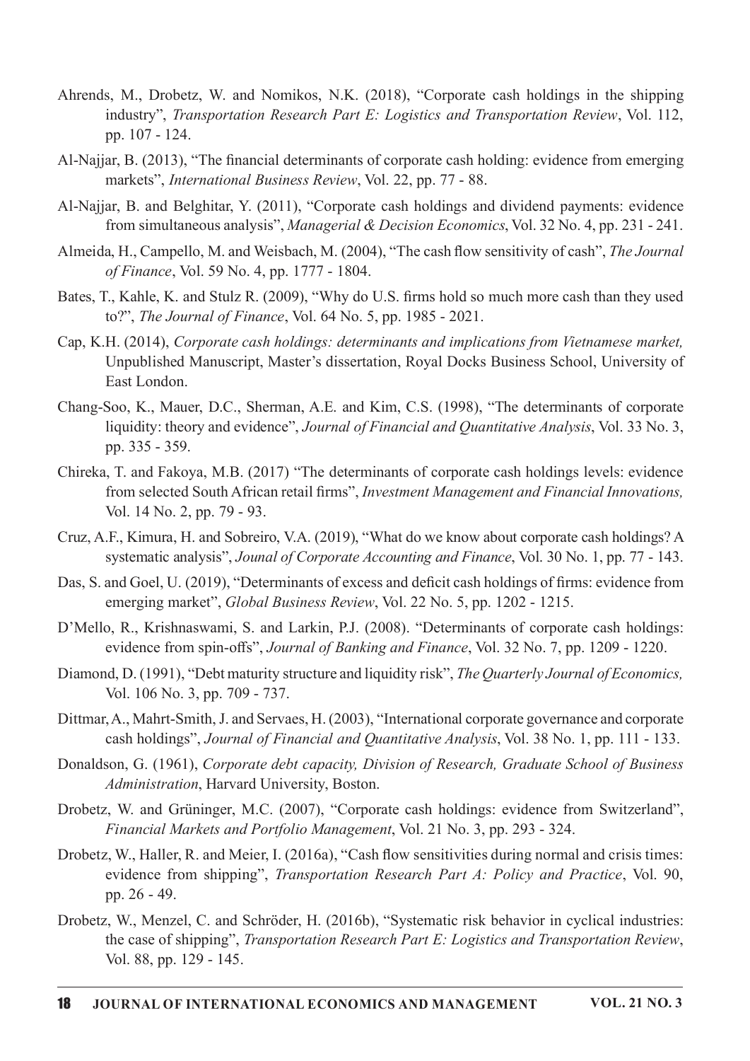Ahrends, M., Drobetz, W. and Nomikos, N.K. (2018), "Corporate cash holdings in the shipping industry", *Transportation Research Part E: Logistics and Transportation Review*, Vol. 112, pp. 107 - 124.

Al-Najjar, B. (2013), "The financial determinants of corporate cash holding: evidence from emerging markets", *International Business Review*, Vol. 22, pp. 77 - 88.

Al-Najjar, B. and Belghitar, Y. (2011), "Corporate cash holdings and dividend payments: evidence from simultaneous analysis", *Managerial & Decision Economics*, Vol. 32 No. 4, pp. 231 - 241.

Almeida, H., Campello, M. and Weisbach, M. (2004), "The cash flow sensitivity of cash", *The Journal of Finance*, Vol. 59 No. 4, pp. 1777 - 1804.

Bates, T., Kahle, K. and Stulz R. (2009), "Why do U.S. firms hold so much more cash than they used to?", *The Journal of Finance*, Vol. 64 No. 5, pp. 1985 - 2021.

Cap, K.H. (2014), *Corporate cash holdings: determinants and implications from Vietnamese market,* Unpublished Manuscript, Master's dissertation, Royal Docks Business School, University of East London.

Chang-Soo, K., Mauer, D.C., Sherman, A.E. and Kim, C.S. (1998), "The determinants of corporate liquidity: theory and evidence", *Journal of Financial and Quantitative Analysis*, Vol. 33 No. 3, pp. 335 - 359.

Chireka, T. and Fakoya, M.B. (2017) "The determinants of corporate cash holdings levels: evidence from selected South African retail firms", *Investment Management and Financial Innovations,* Vol. 14 No. 2, pp. 79 - 93.

Cruz, A.F., Kimura, H. and Sobreiro, V.A. (2019), "What do we know about corporate cash holdings? A systematic analysis", *Jounal of Corporate Accounting and Finance*, Vol. 30 No. 1, pp. 77 - 143.

Das, S. and Goel, U. (2019), "Determinants of excess and deficit cash holdings of firms: evidence from emerging market", *Global Business Review*, Vol. 22 No. 5, pp. 1202 - 1215.

D'Mello, R., Krishnaswami, S. and Larkin, P.J. (2008). "Determinants of corporate cash holdings: evidence from spin-offs", *Journal of Banking and Finance*, Vol. 32 No. 7, pp. 1209 - 1220.

Diamond, D. (1991), "Debt maturity structure and liquidity risk", *The Quarterly Journal of Economics,* Vol. 106 No. 3, pp. 709 - 737.

Dittmar, A., Mahrt-Smith, J. and Servaes, H. (2003), "International corporate governance and corporate cash holdings", *Journal of Financial and Quantitative Analysis*, Vol. 38 No. 1, pp. 111 - 133.

Donaldson, G. (1961), *Corporate debt capacity, Division of Research, Graduate School of Business Administration*, Harvard University, Boston.

Drobetz, W. and Grüninger, M.C. (2007), "Corporate cash holdings: evidence from Switzerland", *Financial Markets and Portfolio Management*, Vol. 21 No. 3, pp. 293 - 324.

Drobetz, W., Haller, R. and Meier, I. (2016a), "Cash flow sensitivities during normal and crisis times: evidence from shipping", *Transportation Research Part A: Policy and Practice*, Vol. 90, pp. 26 - 49.

Drobetz, W., Menzel, C. and Schröder, H. (2016b), "Systematic risk behavior in cyclical industries: the case of shipping", *Transportation Research Part E: Logistics and Transportation Review*, Vol. 88, pp. 129 - 145.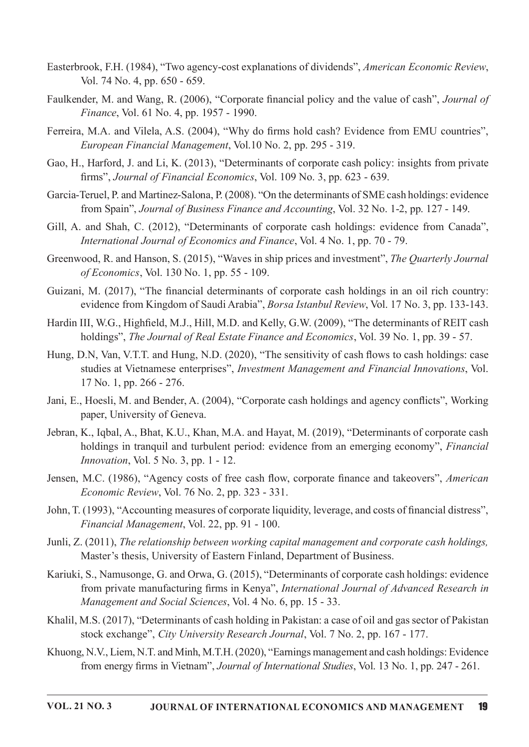Easterbrook, F.H. (1984), “Two agency-cost explanations of dividends”, *American Economic Review*, Vol. 74 No. 4, pp. 650 - 659.

Faulkender, M. and Wang, R. (2006), “Corporate financial policy and the value of cash”, *Journal of Finance*, Vol. 61 No. 4, pp. 1957 - 1990.

Ferreira, M.A. and Vilela, A.S. (2004), “Why do firms hold cash? Evidence from EMU countries”, *European Financial Management*, Vol.10 No. 2, pp. 295 - 319.

Gao, H., Harford, J. and Li, K. (2013), “Determinants of corporate cash policy: insights from private firms”, *Journal of Financial Economics*, Vol. 109 No. 3, pp. 623 - 639.

Garcia-Teruel, P. and Martinez-Salona, P. (2008). “On the determinants of SME cash holdings: evidence from Spain”, *Journal of Business Finance and Accounting*, Vol. 32 No. 1-2, pp. 127 - 149.

Gill, A. and Shah, C. (2012), “Determinants of corporate cash holdings: evidence from Canada”, *International Journal of Economics and Finance*, Vol. 4 No. 1, pp. 70 - 79.

Greenwood, R. and Hanson, S. (2015), “Waves in ship prices and investment”, *The Quarterly Journal of Economics*, Vol. 130 No. 1, pp. 55 - 109.

Guizani, M. (2017), “The financial determinants of corporate cash holdings in an oil rich country: evidence from Kingdom of Saudi Arabia”, *Borsa Istanbul Review*, Vol. 17 No. 3, pp. 133-143.

Hardin III, W.G., Highfield, M.J., Hill, M.D. and Kelly, G.W. (2009), “The determinants of REIT cash holdings”, *The Journal of Real Estate Finance and Economics*, Vol. 39 No. 1, pp. 39 - 57.

Hung, D.N, Van, V.T.T. and Hung, N.D. (2020), “The sensitivity of cash flows to cash holdings: case studies at Vietnamese enterprises”, *Investment Management and Financial Innovations*, Vol. 17 No. 1, pp. 266 - 276.

Jani, E., Hoesli, M. and Bender, A. (2004), “Corporate cash holdings and agency conflicts”, Working paper, University of Geneva.

Jebran, K., Iqbal, A., Bhat, K.U., Khan, M.A. and Hayat, M. (2019), “Determinants of corporate cash holdings in tranquil and turbulent period: evidence from an emerging economy”, *Financial Innovation*, Vol. 5 No. 3, pp. 1 - 12.

Jensen, M.C. (1986), “Agency costs of free cash flow, corporate finance and takeovers”, *American Economic Review*, Vol. 76 No. 2, pp. 323 - 331.

John, T. (1993), “Accounting measures of corporate liquidity, leverage, and costs of financial distress”, *Financial Management*, Vol. 22, pp. 91 - 100.

Junli, Z. (2011), *The relationship between working capital management and corporate cash holdings,* Master’s thesis, University of Eastern Finland, Department of Business.

Kariuki, S., Namusonge, G. and Orwa, G. (2015), “Determinants of corporate cash holdings: evidence from private manufacturing firms in Kenya”, *International Journal of Advanced Research in Management and Social Sciences*, Vol. 4 No. 6, pp. 15 - 33.

Khalil, M.S. (2017), “Determinants of cash holding in Pakistan: a case of oil and gas sector of Pakistan stock exchange”, *City University Research Journal*, Vol. 7 No. 2, pp. 167 - 177.

Khuong, N.V., Liem, N.T. and Minh, M.T.H. (2020), “Earnings management and cash holdings: Evidence from energy firms in Vietnam”, *Journal of International Studies*, Vol. 13 No. 1, pp. 247 - 261.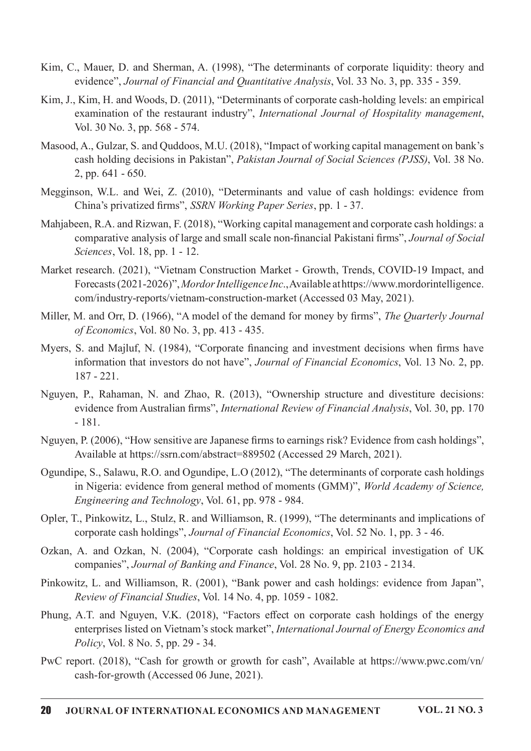Kim, C., Mauer, D. and Sherman, A. (1998), "The determinants of corporate liquidity: theory and evidence", *Journal of Financial and Quantitative Analysis*, Vol. 33 No. 3, pp. 335 - 359.

Kim, J., Kim, H. and Woods, D. (2011), "Determinants of corporate cash-holding levels: an empirical examination of the restaurant industry", *International Journal of Hospitality management*, Vol. 30 No. 3, pp. 568 - 574.

Masood, A., Gulzar, S. and Quddoos, M.U. (2018), "Impact of working capital management on bank's cash holding decisions in Pakistan", *Pakistan Journal of Social Sciences (PJSS)*, Vol. 38 No. 2, pp. 641 - 650.

Megginson, W.L. and Wei, Z. (2010), "Determinants and value of cash holdings: evidence from China's privatized firms", *SSRN Working Paper Series*, pp. 1 - 37.

Mahjabeen, R.A. and Rizwan, F. (2018), "Working capital management and corporate cash holdings: a comparative analysis of large and small scale non-financial Pakistani firms", *Journal of Social Sciences*, Vol. 18, pp. 1 - 12.

Market research. (2021), "Vietnam Construction Market - Growth, Trends, COVID-19 Impact, and Forecasts (2021-2026)", *Mordor Intelligence Inc.*, Available at https://www.mordorintelligence.com/industry-reports/vietnam-construction-market (Accessed 03 May, 2021).

Miller, M. and Orr, D. (1966), "A model of the demand for money by firms", *The Quarterly Journal of Economics*, Vol. 80 No. 3, pp. 413 - 435.

Myers, S. and Majluf, N. (1984), "Corporate financing and investment decisions when firms have information that investors do not have", *Journal of Financial Economics*, Vol. 13 No. 2, pp. 187 - 221.

Nguyen, P., Rahaman, N. and Zhao, R. (2013), "Ownership structure and divestiture decisions: evidence from Australian firms", *International Review of Financial Analysis*, Vol. 30, pp. 170 - 181.

Nguyen, P. (2006), "How sensitive are Japanese firms to earnings risk? Evidence from cash holdings", Available at https://ssrn.com/abstract=889502 (Accessed 29 March, 2021).

Ogundipe, S., Salawu, R.O. and Ogundipe, L.O (2012), "The determinants of corporate cash holdings in Nigeria: evidence from general method of moments (GMM)", *World Academy of Science, Engineering and Technology*, Vol. 61, pp. 978 - 984.

Opler, T., Pinkowitz, L., Stulz, R. and Williamson, R. (1999), "The determinants and implications of corporate cash holdings", *Journal of Financial Economics*, Vol. 52 No. 1, pp. 3 - 46.

Ozkan, A. and Ozkan, N. (2004), "Corporate cash holdings: an empirical investigation of UK companies", *Journal of Banking and Finance*, Vol. 28 No. 9, pp. 2103 - 2134.

Pinkowitz, L. and Williamson, R. (2001), "Bank power and cash holdings: evidence from Japan", *Review of Financial Studies*, Vol. 14 No. 4, pp. 1059 - 1082.

Phung, A.T. and Nguyen, V.K. (2018), "Factors effect on corporate cash holdings of the energy enterprises listed on Vietnam's stock market", *International Journal of Energy Economics and Policy*, Vol. 8 No. 5, pp. 29 - 34.

PwC report. (2018), "Cash for growth or growth for cash", Available at https://www.pwc.com/vn/cash-for-growth (Accessed 06 June, 2021).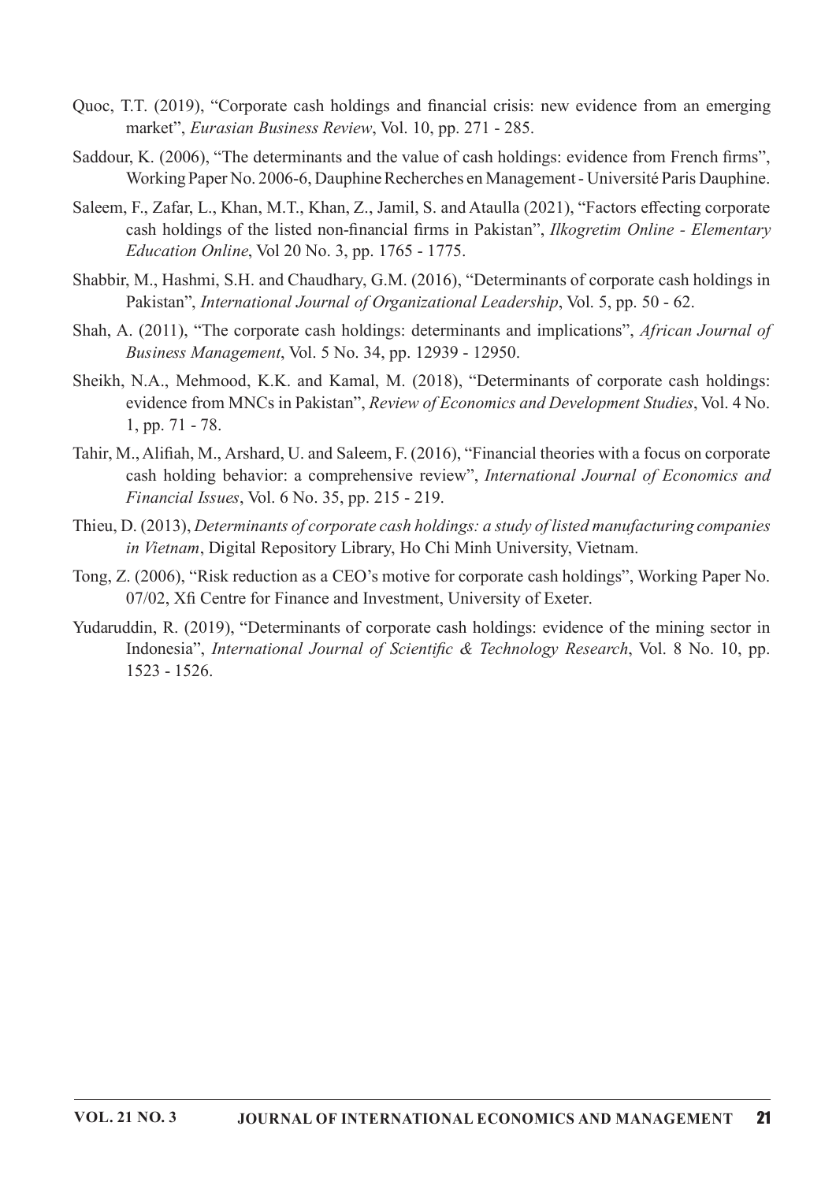Quoc, T.T. (2019), "Corporate cash holdings and financial crisis: new evidence from an emerging market", *Eurasian Business Review*, Vol. 10, pp. 271 - 285.

Saddour, K. (2006), "The determinants and the value of cash holdings: evidence from French firms", Working Paper No. 2006-6, Dauphine Recherches en Management - Université Paris Dauphine.

Saleem, F., Zafar, L., Khan, M.T., Khan, Z., Jamil, S. and Ataulla (2021), "Factors effecting corporate cash holdings of the listed non-financial firms in Pakistan", *Ilkogretim Online - Elementary Education Online*, Vol 20 No. 3, pp. 1765 - 1775.

Shabbir, M., Hashmi, S.H. and Chaudhary, G.M. (2016), "Determinants of corporate cash holdings in Pakistan", *International Journal of Organizational Leadership*, Vol. 5, pp. 50 - 62.

Shah, A. (2011), "The corporate cash holdings: determinants and implications", *African Journal of Business Management*, Vol. 5 No. 34, pp. 12939 - 12950.

Sheikh, N.A., Mehmood, K.K. and Kamal, M. (2018), "Determinants of corporate cash holdings: evidence from MNCs in Pakistan", *Review of Economics and Development Studies*, Vol. 4 No. 1, pp. 71 - 78.

Tahir, M., Alifiah, M., Arshard, U. and Saleem, F. (2016), "Financial theories with a focus on corporate cash holding behavior: a comprehensive review", *International Journal of Economics and Financial Issues*, Vol. 6 No. 35, pp. 215 - 219.

Thieu, D. (2013), *Determinants of corporate cash holdings: a study of listed manufacturing companies in Vietnam*, Digital Repository Library, Ho Chi Minh University, Vietnam.

Tong, Z. (2006), "Risk reduction as a CEO's motive for corporate cash holdings", Working Paper No. 07/02, Xfi Centre for Finance and Investment, University of Exeter.

Yudaruddin, R. (2019), "Determinants of corporate cash holdings: evidence of the mining sector in Indonesia", *International Journal of Scientific & Technology Research*, Vol. 8 No. 10, pp. 1523 - 1526.